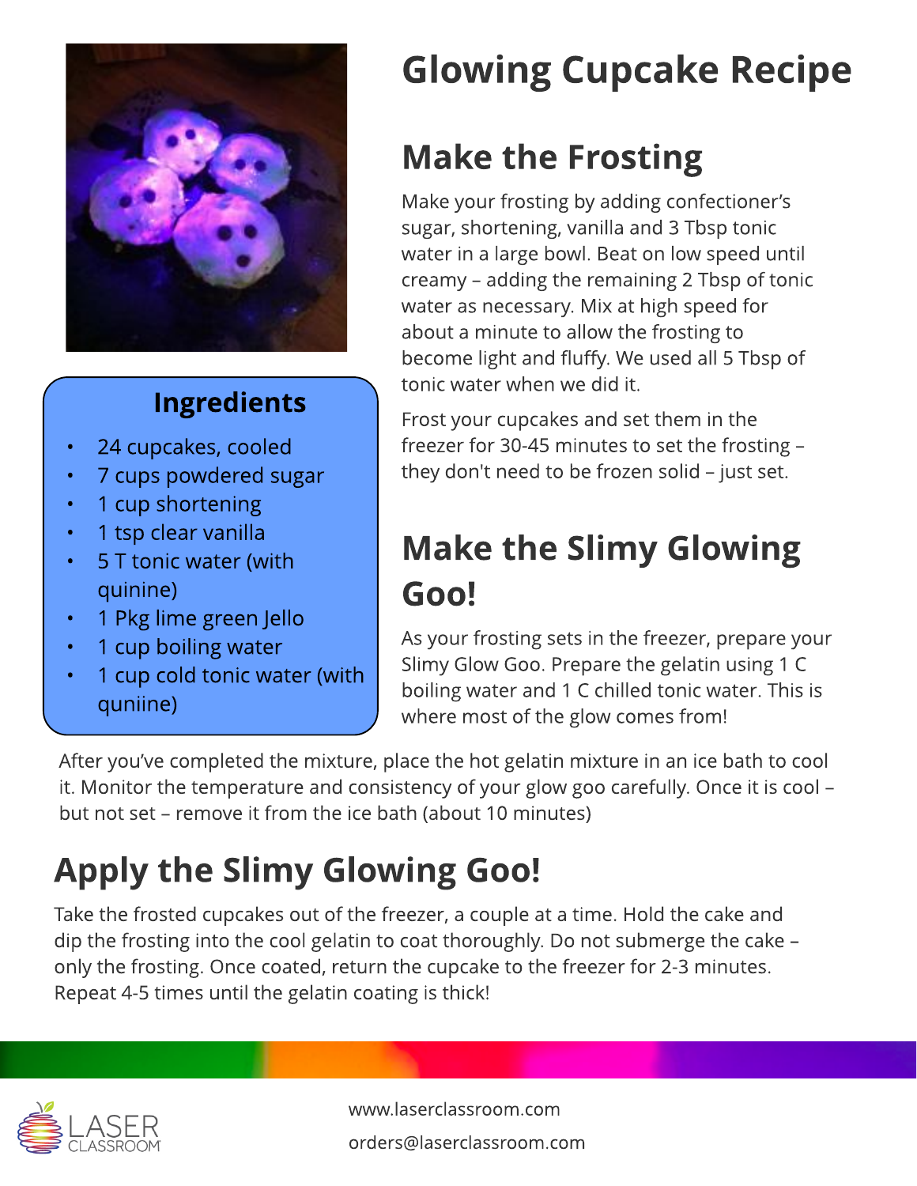# Glowing Cupcake Recipe

## Ingredients

- 24 cupcakes, cooled
- 7 cups powdered sugar
- 1 cup shortening
- 1 tsp clear vanilla
- 5 T tonic water (with quinine)
- 1 Pkg lime green Jello
- 1 cup boiling water
- 1 cup cold tonic water (with quniine)

## Make the Frosting

Make your frosting by adding confectioner's sugar, shortening, vanilla and 3 Tbsp tonic water in a large bowl. Beat on low speed until creamy – adding the remaining 2 Tbsp of tonic water as necessary. Mix at high speed for about a minute to allow the frosting to become light and fluffy. We used all 5 Tbsp of tonic water when we did it.

Frost your cupcakes and set them in the freezer for 30-45 minutes to set the frosting – they don't need to be frozen solid – just set.

## Make the Slimy Glowing Goo!

As your frosting sets in the freezer, prepare your Slimy Glow Goo. Prepare the gelatin using 1 C boiling water and 1 C chilled tonic water. This is where most of the glow comes from!

After you've completed the mixture, place the hot gelatin mixture in an ice bath to cool it. Monitor the temperature and consistency of your glow goo carefully. Once it is cool – but not set – remove it from the ice bath (about 10 minutes)

## Apply the Slimy Glowing Goo!

Take the frosted cupcakes out of the freezer, a couple at a time. Hold the cake and dip the frosting into the cool gelatin to coat thoroughly. Do not submerge the cake – only the frosting. Once coated, return the cupcake to the freezer for 2-3 minutes. Repeat 4-5 times until the gelatin coating is thick!

LASER CLASSROOM

www.laserclassroom.com

orders@laserclassroom.com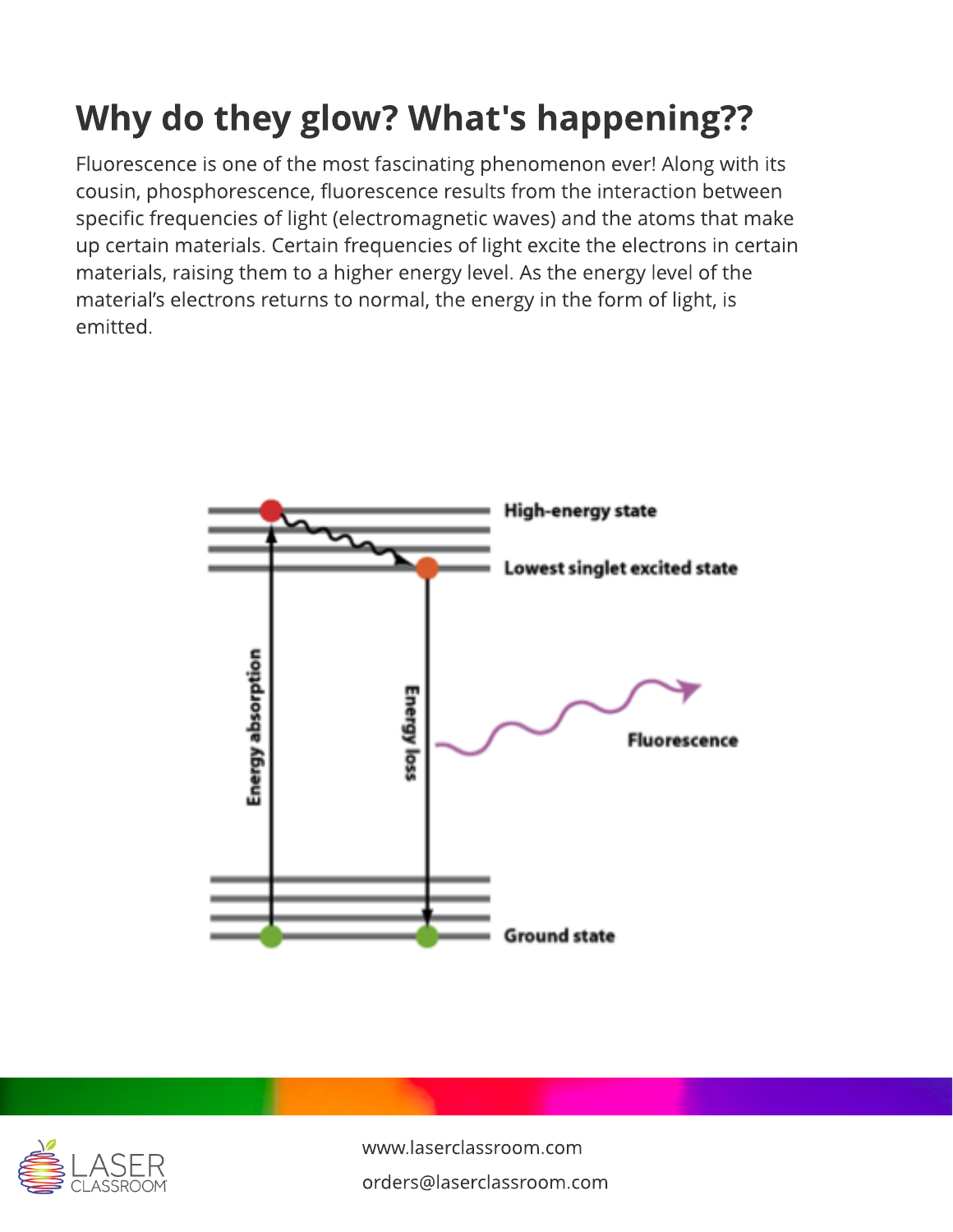# Why do they glow? What's happening??

Fluorescence is one of the most fascinating phenomenon ever! Along with its cousin, phosphorescence, fluorescence results from the interaction between specific frequencies of light (electromagnetic waves) and the atoms that make up certain materials. Certain frequencies of light excite the electrons in certain materials, raising them to a higher energy level. As the energy level of the material's electrons returns to normal, the energy in the form of light, is emitted.

High-energy state

Lowest singlet excited state

Energy absorption

Energy loss

Fluorescence

Ground state

www.laserclassroom.com

orders@laserclassroom.com